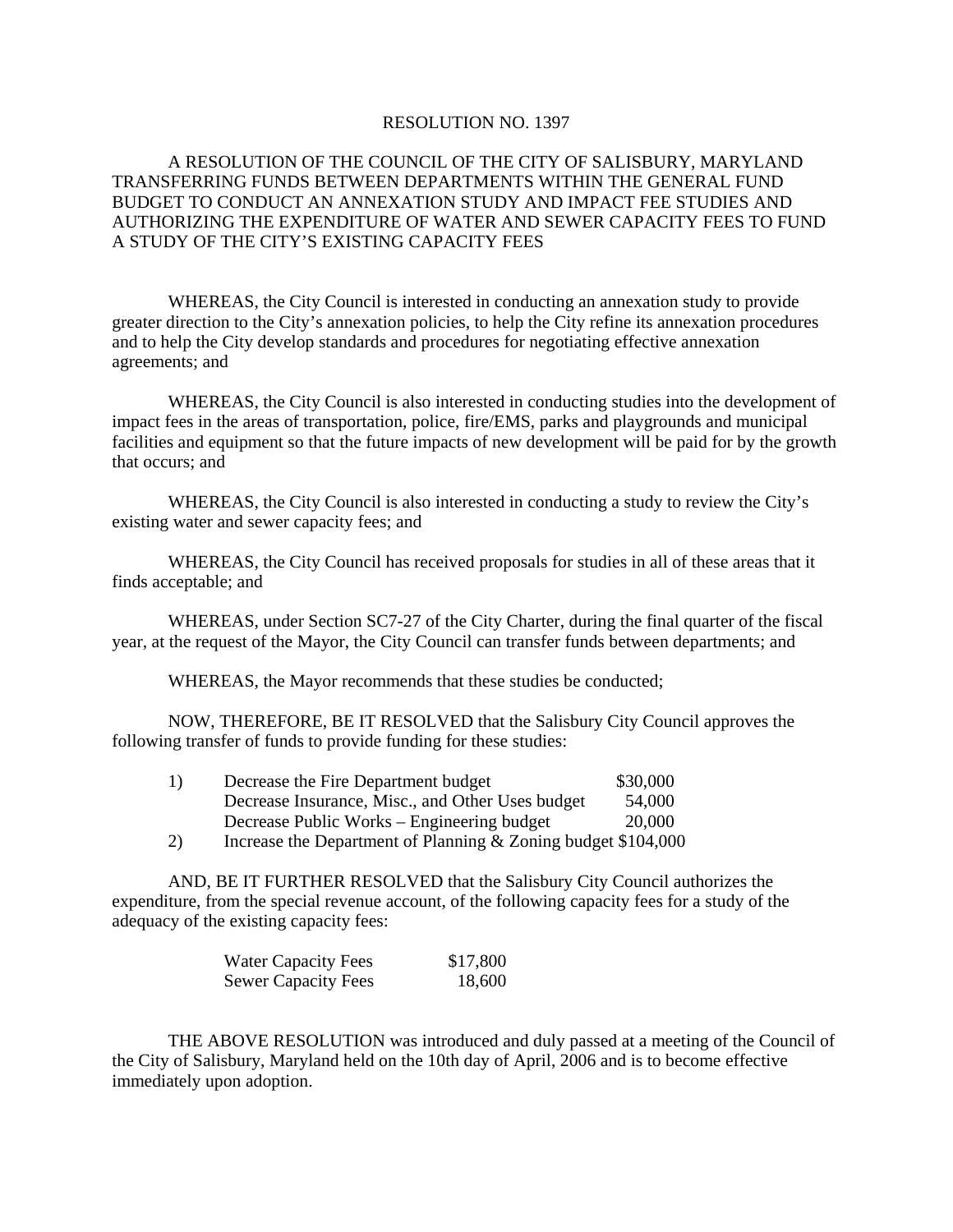# RESOLUTION NO. 1397

A RESOLUTION OF THE COUNCIL OF THE CITY OF SALISBURY, MARYLAND TRANSFERRING FUNDS BETWEEN DEPARTMENTS WITHIN THE GENERAL FUND BUDGET TO CONDUCT AN ANNEXATION STUDY AND IMPACT FEE STUDIES AND AUTHORIZING THE EXPENDITURE OF WATER AND SEWER CAPACITY FEES TO FUND A STUDY OF THE CITY'S EXISTING CAPACITY FEES

WHEREAS, the City Council is interested in conducting an annexation study to provide greater direction to the City's annexation policies, to help the City refine its annexation procedures and to help the City develop standards and procedures for negotiating effective annexation agreements; and

WHEREAS, the City Council is also interested in conducting studies into the development of impact fees in the areas of transportation, police, fire/EMS, parks and playgrounds and municipal facilities and equipment so that the future impacts of new development will be paid for by the growth that occurs; and

WHEREAS, the City Council is also interested in conducting a study to review the City's existing water and sewer capacity fees; and

WHEREAS, the City Council has received proposals for studies in all of these areas that it finds acceptable; and

WHEREAS, under Section SC7-27 of the City Charter, during the final quarter of the fiscal year, at the request of the Mayor, the City Council can transfer funds between departments; and

WHEREAS, the Mayor recommends that these studies be conducted;

NOW, THEREFORE, BE IT RESOLVED that the Salisbury City Council approves the following transfer of funds to provide funding for these studies:

| | | |
|---|---|---|
| 1) | Decrease the Fire Department budget | $30,000 |
| | Decrease Insurance, Misc., and Other Uses budget | 54,000 |
| | Decrease Public Works – Engineering budget | 20,000 |
| 2) | Increase the Department of Planning & Zoning budget | $104,000 |

AND, BE IT FURTHER RESOLVED that the Salisbury City Council authorizes the expenditure, from the special revenue account, of the following capacity fees for a study of the adequacy of the existing capacity fees:

| | |
|---|---|
| Water Capacity Fees | $17,800 |
| Sewer Capacity Fees | 18,600 |

THE ABOVE RESOLUTION was introduced and duly passed at a meeting of the Council of the City of Salisbury, Maryland held on the 10th day of April, 2006 and is to become effective immediately upon adoption.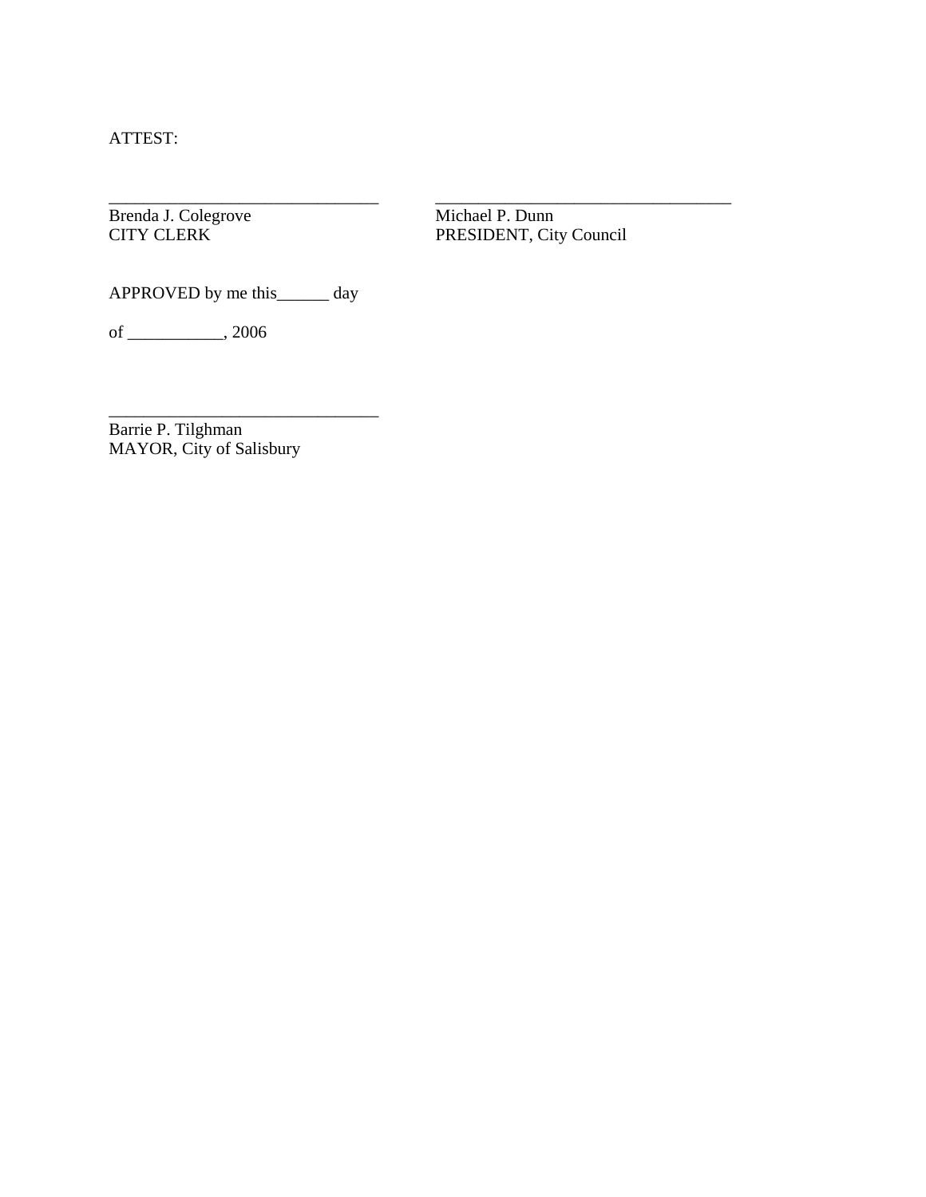ATTEST:

________________________________ &nbsp;&nbsp;&nbsp;&nbsp;&nbsp;&nbsp;&nbsp;&nbsp; ____________________________________

Brenda J. Colegrove
CITY CLERK

Michael P. Dunn
PRESIDENT, City Council

APPROVED by me this______ day

of ___________, 2006

________________________________

Barrie P. Tilghman
MAYOR, City of Salisbury